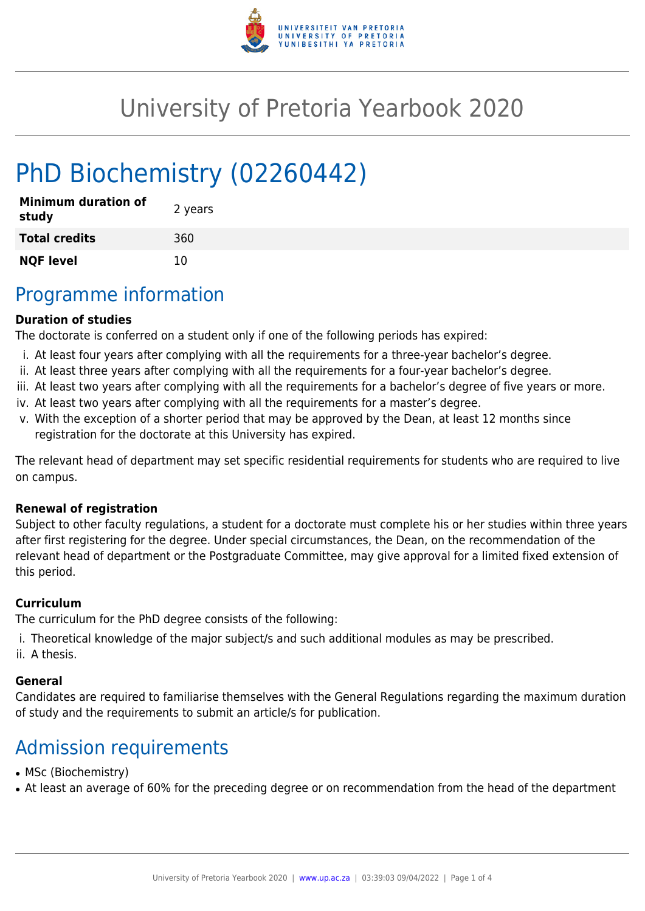# University of Pretoria Yearbook 2020

# PhD Biochemistry (02260442)

| | |
|---|---|
| **Minimum duration of study** | 2 years |
| **Total credits** | 360 |
| **NQF level** | 10 |

## Programme information

**Duration of studies**

The doctorate is conferred on a student only if one of the following periods has expired:

i. At least four years after complying with all the requirements for a three-year bachelor's degree.
ii. At least three years after complying with all the requirements for a four-year bachelor's degree.
iii. At least two years after complying with all the requirements for a bachelor's degree of five years or more.
iv. At least two years after complying with all the requirements for a master's degree.
v. With the exception of a shorter period that may be approved by the Dean, at least 12 months since registration for the doctorate at this University has expired.

The relevant head of department may set specific residential requirements for students who are required to live on campus.

**Renewal of registration**

Subject to other faculty regulations, a student for a doctorate must complete his or her studies within three years after first registering for the degree. Under special circumstances, the Dean, on the recommendation of the relevant head of department or the Postgraduate Committee, may give approval for a limited fixed extension of this period.

**Curriculum**

The curriculum for the PhD degree consists of the following:

i. Theoretical knowledge of the major subject/s and such additional modules as may be prescribed.
ii. A thesis.

**General**

Candidates are required to familiarise themselves with the General Regulations regarding the maximum duration of study and the requirements to submit an article/s for publication.

## Admission requirements

- MSc (Biochemistry)
- At least an average of 60% for the preceding degree or on recommendation from the head of the department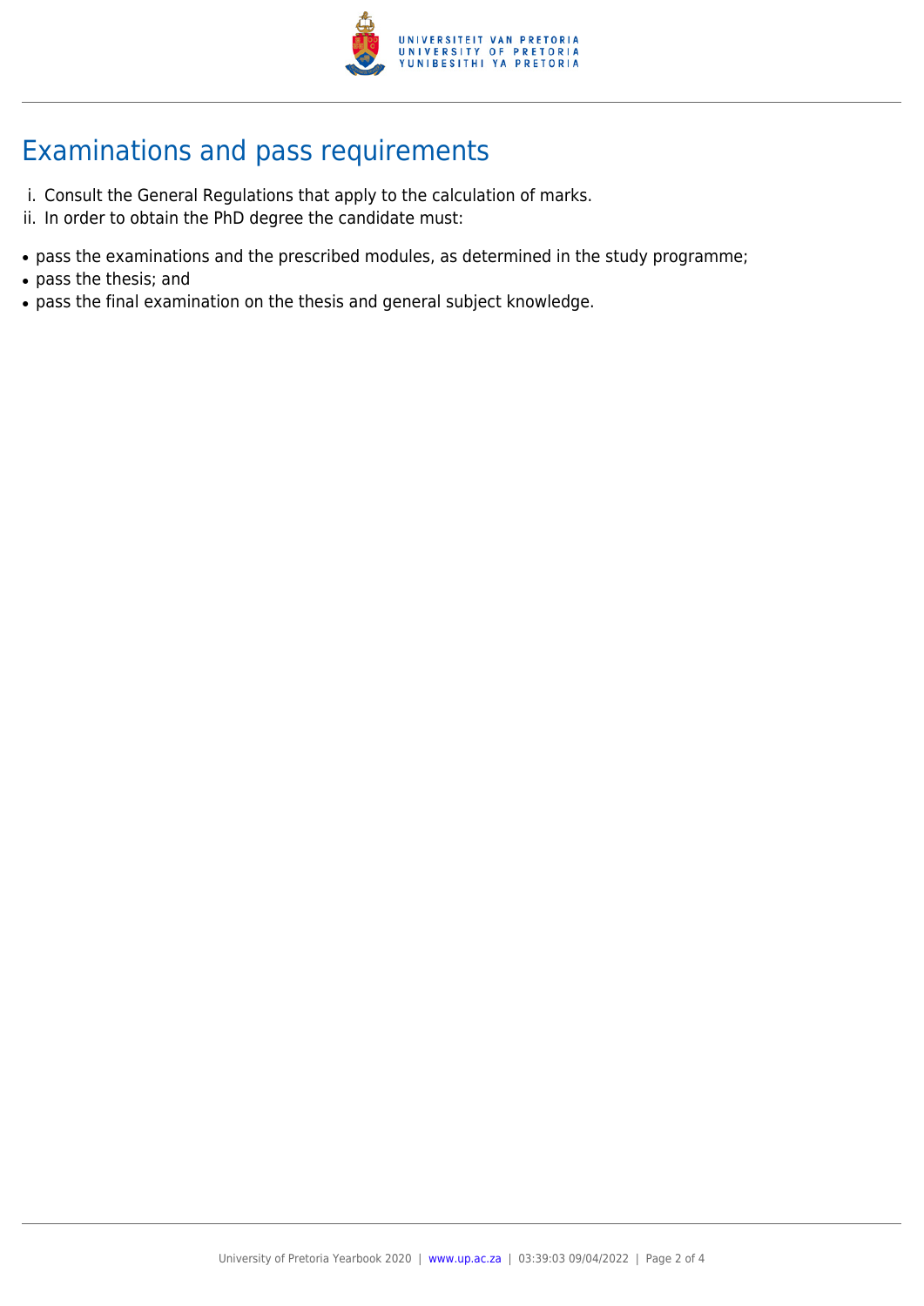## Examinations and pass requirements

i. Consult the General Regulations that apply to the calculation of marks.
ii. In order to obtain the PhD degree the candidate must:

- pass the examinations and the prescribed modules, as determined in the study programme;
- pass the thesis; and
- pass the final examination on the thesis and general subject knowledge.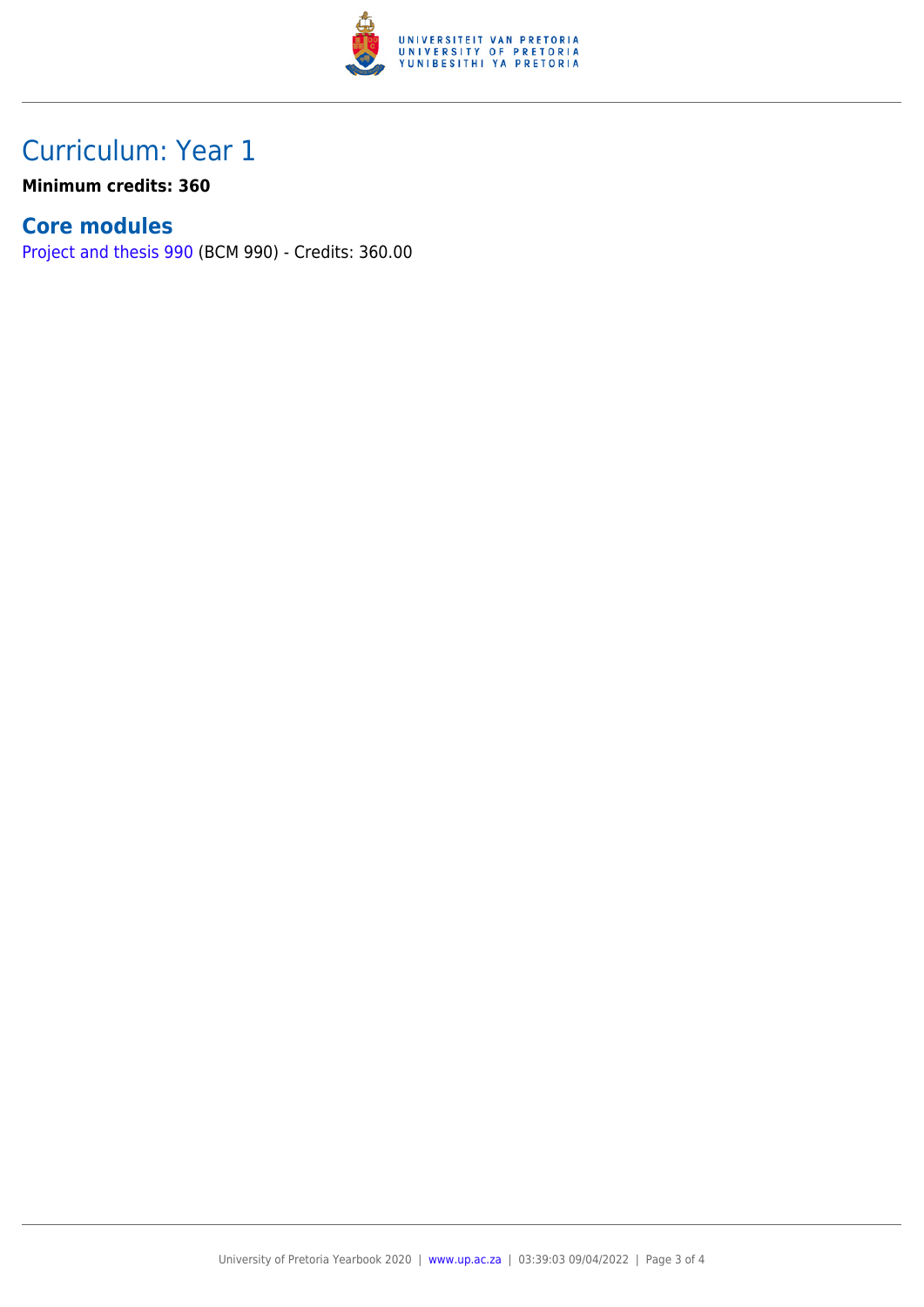# Curriculum: Year 1

**Minimum credits: 360**

## Core modules

Project and thesis 990 (BCM 990) - Credits: 360.00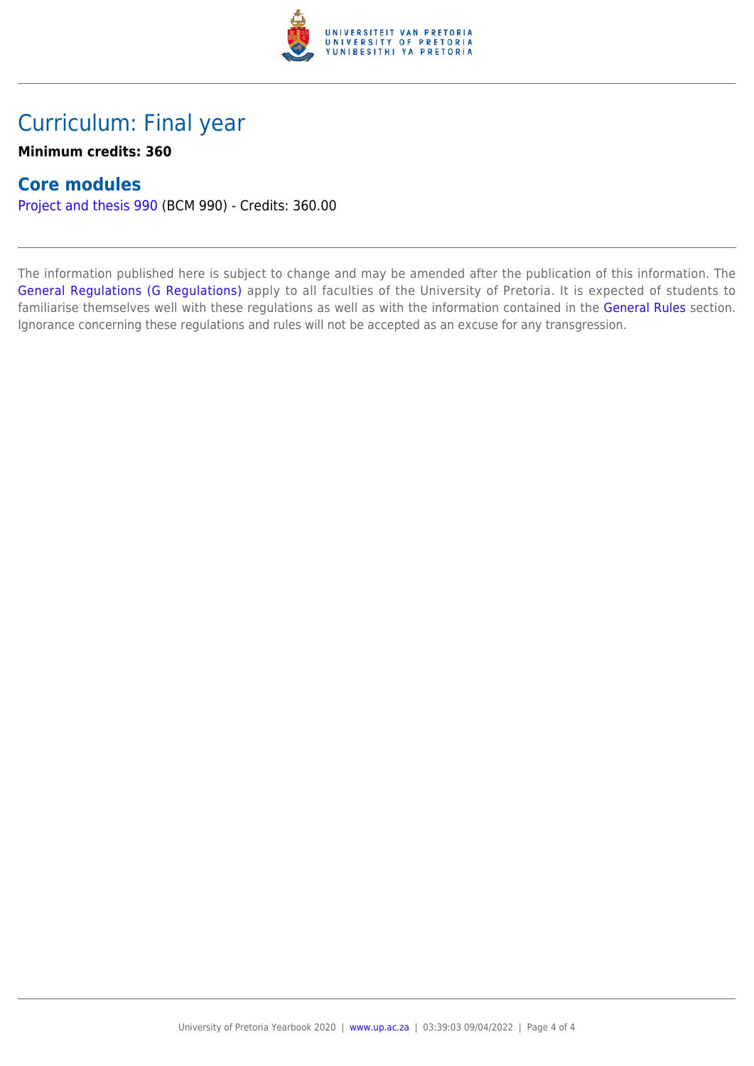# Curriculum: Final year

**Minimum credits: 360**

## Core modules

Project and thesis 990 (BCM 990) - Credits: 360.00

The information published here is subject to change and may be amended after the publication of this information. The General Regulations (G Regulations) apply to all faculties of the University of Pretoria. It is expected of students to familiarise themselves well with these regulations as well as with the information contained in the General Rules section. Ignorance concerning these regulations and rules will not be accepted as an excuse for any transgression.